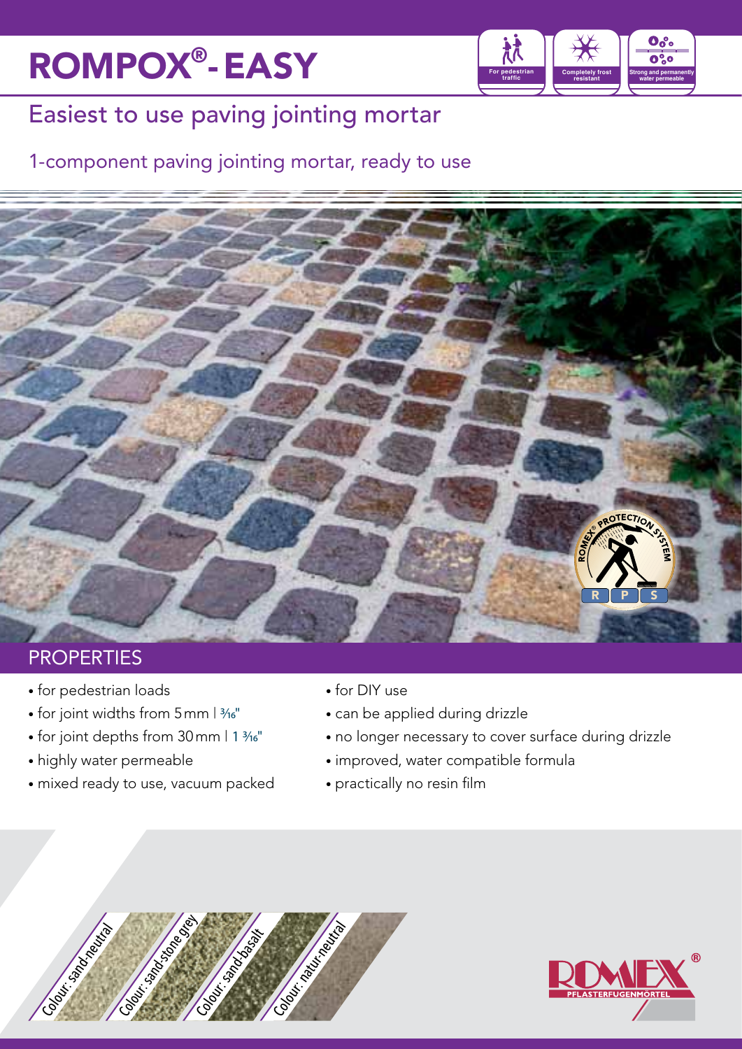# ROMPOX®- EASY

For pedestrian traffic | Completely frost resistant | Strong and permanently water permeable

## Easiest to use paving jointing mortar

### 1-component paving jointing mortar, ready to use

ROMEX® PROTECTION SYSTEM
R P S

## PROPERTIES

- for pedestrian loads
- for joint widths from 5 mm | 3⁄16"
- for joint depths from 30 mm | 1 3⁄16"
- highly water permeable
- mixed ready to use, vacuum packed
- for DIY use
- can be applied during drizzle
- no longer necessary to cover surface during drizzle
- improved, water compatible formula
- practically no resin film

Colour: sand-neutral
Colour: sand-stone grey
Colour: sand-basalt
Colour: natur-neutral

ROMEX® PFLASTERFUGENMÖRTEL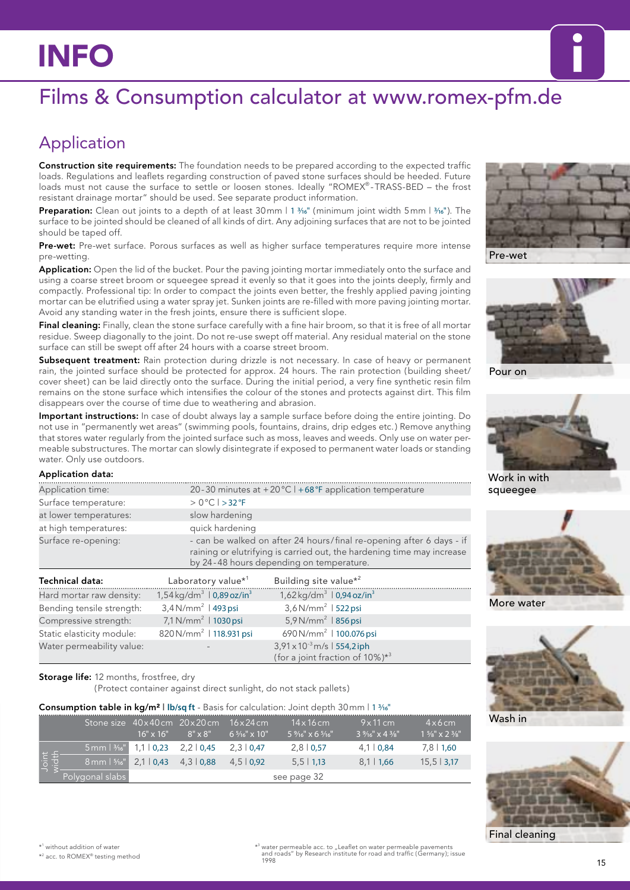# INFO

## Films & Consumption calculator at www.romex-pfm.de

## Application

**Construction site requirements:** The foundation needs to be prepared according to the expected traffic loads. Regulations and leaflets regarding construction of paved stone surfaces should be heeded. Future loads must not cause the surface to settle or loosen stones. Ideally "ROMEX®-TRASS-BED – the frost resistant drainage mortar" should be used. See separate product information.

**Preparation:** Clean out joints to a depth of at least 30mm | 1 3⁄16" (minimum joint width 5mm | 3⁄16"). The surface to be jointed should be cleaned of all kinds of dirt. Any adjoining surfaces that are not to be jointed should be taped off.

**Pre-wet:** Pre-wet surface. Porous surfaces as well as higher surface temperatures require more intense pre-wetting.

**Application:** Open the lid of the bucket. Pour the paving jointing mortar immediately onto the surface and using a coarse street broom or squeegee spread it evenly so that it goes into the joints deeply, firmly and compactly. Professional tip: In order to compact the joints even better, the freshly applied paving jointing mortar can be elutrified using a water spray jet. Sunken joints are re-filled with more paving jointing mortar. Avoid any standing water in the fresh joints, ensure there is sufficient slope.

**Final cleaning:** Finally, clean the stone surface carefully with a fine hair broom, so that it is free of all mortar residue. Sweep diagonally to the joint. Do not re-use swept off material. Any residual material on the stone surface can still be swept off after 24 hours with a coarse street broom.

**Subsequent treatment:** Rain protection during drizzle is not necessary. In case of heavy or permanent rain, the jointed surface should be protected for approx. 24 hours. The rain protection (building sheet/cover sheet) can be laid directly onto the surface. During the initial period, a very fine synthetic resin film remains on the stone surface which intensifies the colour of the stones and protects against dirt. This film disappears over the course of time due to weathering and abrasion.

**Important instructions:** In case of doubt always lay a sample surface before doing the entire jointing. Do not use in "permanently wet areas" (swimming pools, fountains, drains, drip edges etc.) Remove anything that stores water regularly from the jointed surface such as moss, leaves and weeds. Only use on water permeable substructures. The mortar can slowly disintegrate if exposed to permanent water loads or standing water. Only use outdoors.

**Application data:**

| | |
|---|---|
| Application time: | 20-30 minutes at +20°C \| +68°F application temperature |
| Surface temperature: | > 0°C \| > 32°F |
| at lower temperatures: | slow hardening |
| at high temperatures: | quick hardening |
| Surface re-opening: | - can be walked on after 24 hours/final re-opening after 6 days - if raining or elutrifying is carried out, the hardening time may increase by 24-48 hours depending on temperature. |

| **Technical data:** | Laboratory value*[1] | Building site value*[2] |
|---|---|---|
| Hard mortar raw density: | 1,54 kg/dm³ \| 0,89 oz/in³ | 1,62 kg/dm³ \| 0,94 oz/in³ |
| Bending tensile strength: | 3,4 N/mm² \| 493 psi | 3,6 N/mm² \| 522 psi |
| Compressive strength: | 7,1 N/mm² \| 1030 psi | 5,9 N/mm² \| 856 psi |
| Static elasticity module: | 820 N/mm² \| 118.931 psi | 690 N/mm² \| 100.076 psi |
| Water permeability value: | - | $3{,}91 \times 10^{-3}$ m/s \| 554,2 iph (for a joint fraction of 10%)*[3] |

**Storage life:** 12 months, frostfree, dry
(Protect container against direct sunlight, do not stack pallets)

**Consumption table in kg/m² | lb/sq ft** - Basis for calculation: Joint depth 30mm | 1 3⁄16"

| Stone size | 40x40cm 16" x 16" | 20x20cm 8" x 8" | 16x24cm 6 5⁄16" x 10" | 14x16cm 5 9⁄16" x 6 5⁄16" | 9x11cm 3 9⁄16" x 4 3⁄8" | 4x6cm 1 5⁄8" x 2 3⁄8" |
|---|---|---|---|---|---|---|
| Joint width 5mm \| 3⁄16" | 1,1 \| 0,23 | 2,2 \| 0,45 | 2,3 \| 0,47 | 2,8 \| 0,57 | 4,1 \| 0,84 | 7,8 \| 1,60 |
| Joint width 8mm \| 5⁄16" | 2,1 \| 0,43 | 4,3 \| 0,88 | 4,5 \| 0,92 | 5,5 \| 1,13 | 8,1 \| 1,66 | 15,5 \| 3,17 |
| Polygonal slabs | see page 32 | | | | | |

Pre-wet

Pour on

Work in with squeegee

More water

Wash in

Final cleaning

*[1] without addition of water
*[2] acc. to ROMEX® testing method
*[3] water permeable acc. to „Leaflet on water permeable pavements and roads" by Research institute for road and traffic (Germany); issue 1998